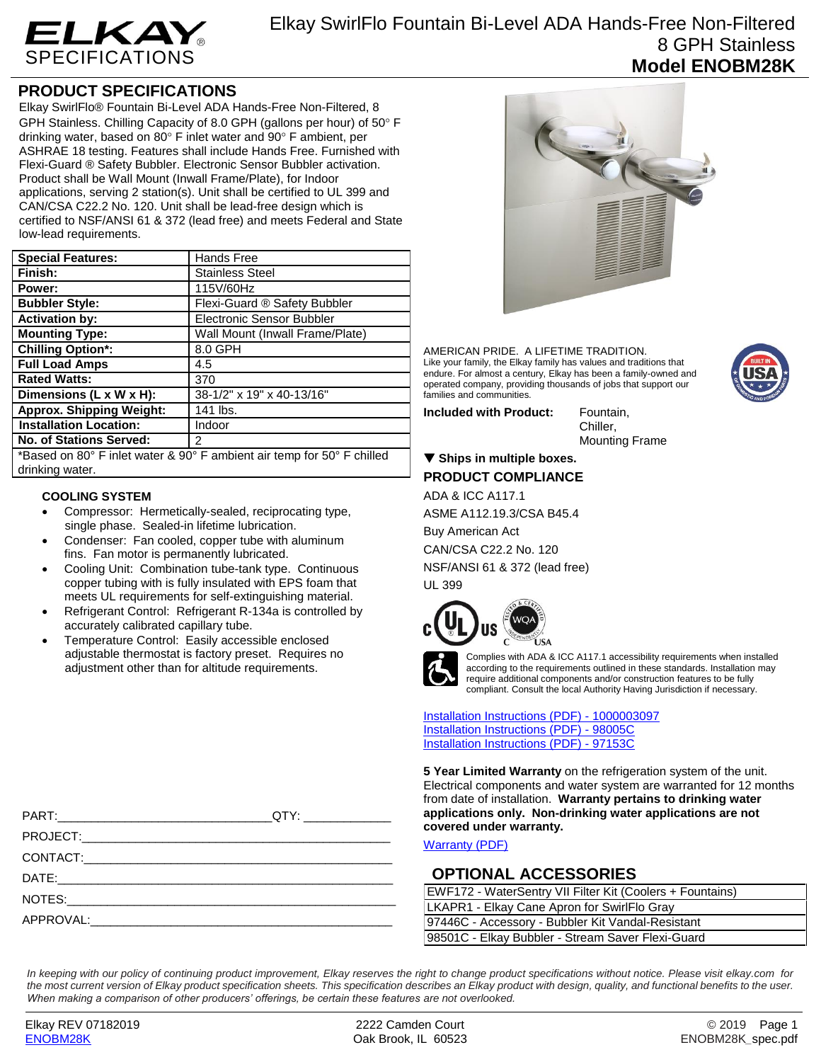# ELKAY SPECIFICATIONS

## Elkay SwirlFlo Fountain Bi-Level ADA Hands-Free Non-Filtered 8 GPH Stainless

**Model ENOBM28K**

## PRODUCT SPECIFICATIONS

Elkay SwirlFlo® Fountain Bi-Level ADA Hands-Free Non-Filtered, 8 GPH Stainless. Chilling Capacity of 8.0 GPH (gallons per hour) of 50° F drinking water, based on 80° F inlet water and 90° F ambient, per ASHRAE 18 testing. Features shall include Hands Free. Furnished with Flexi-Guard ® Safety Bubbler. Electronic Sensor Bubbler activation. Product shall be Wall Mount (Inwall Frame/Plate), for Indoor applications, serving 2 station(s). Unit shall be certified to UL 399 and CAN/CSA C22.2 No. 120. Unit shall be lead-free design which is certified to NSF/ANSI 61 & 372 (lead free) and meets Federal and State low-lead requirements.

| | |
|---|---|
| **Special Features:** | Hands Free |
| **Finish:** | Stainless Steel |
| **Power:** | 115V/60Hz |
| **Bubbler Style:** | Flexi-Guard ® Safety Bubbler |
| **Activation by:** | Electronic Sensor Bubbler |
| **Mounting Type:** | Wall Mount (Inwall Frame/Plate) |
| **Chilling Option*:** | 8.0 GPH |
| **Full Load Amps** | 4.5 |
| **Rated Watts:** | 370 |
| **Dimensions (L x W x H):** | 38-1/2" x 19" x 40-13/16" |
| **Approx. Shipping Weight:** | 141 lbs. |
| **Installation Location:** | Indoor |
| **No. of Stations Served:** | 2 |

*Based on 80° F inlet water & 90° F ambient air temp for 50° F chilled drinking water.

### COOLING SYSTEM

- Compressor: Hermetically-sealed, reciprocating type, single phase. Sealed-in lifetime lubrication.
- Condenser: Fan cooled, copper tube with aluminum fins. Fan motor is permanently lubricated.
- Cooling Unit: Combination tube-tank type. Continuous copper tubing with is fully insulated with EPS foam that meets UL requirements for self-extinguishing material.
- Refrigerant Control: Refrigerant R-134a is controlled by accurately calibrated capillary tube.
- Temperature Control: Easily accessible enclosed adjustable thermostat is factory preset. Requires no adjustment other than for altitude requirements.

PART:______________________________QTY: ____________

PROJECT:____________________________________________

CONTACT:____________________________________________

DATE:_______________________________________________

NOTES:______________________________________________

APPROVAL:___________________________________________

AMERICAN PRIDE. A LIFETIME TRADITION.
Like your family, the Elkay family has values and traditions that endure. For almost a century, Elkay has been a family-owned and operated company, providing thousands of jobs that support our families and communities.

**Included with Product:** Fountain, Chiller, Mounting Frame

▼ **Ships in multiple boxes.**

### PRODUCT COMPLIANCE

ADA & ICC A117.1

ASME A112.19.3/CSA B45.4

Buy American Act

CAN/CSA C22.2 No. 120

NSF/ANSI 61 & 372 (lead free)

UL 399

Complies with ADA & ICC A117.1 accessibility requirements when installed according to the requirements outlined in these standards. Installation may require additional components and/or construction features to be fully compliant. Consult the local Authority Having Jurisdiction if necessary.

[Installation Instructions (PDF) - 1000003097]

[Installation Instructions (PDF) - 98005C]

[Installation Instructions (PDF) - 97153C]

**5 Year Limited Warranty** on the refrigeration system of the unit. Electrical components and water system are warranted for 12 months from date of installation. **Warranty pertains to drinking water applications only. Non-drinking water applications are not covered under warranty.**

[Warranty (PDF)]

## OPTIONAL ACCESSORIES

| |
|---|
| EWF172 - WaterSentry VII Filter Kit (Coolers + Fountains) |
| LKAPR1 - Elkay Cane Apron for SwirlFlo Gray |
| 97446C - Accessory - Bubbler Kit Vandal-Resistant |
| 98501C - Elkay Bubbler - Stream Saver Flexi-Guard |

*In keeping with our policy of continuing product improvement, Elkay reserves the right to change product specifications without notice. Please visit elkay.com for the most current version of Elkay product specification sheets. This specification describes an Elkay product with design, quality, and functional benefits to the user. When making a comparison of other producers' offerings, be certain these features are not overlooked.*

Elkay REV 07182019
ENOBM28K

2222 Camden Court
Oak Brook, IL 60523

© 2019
ENOBM28K_spec.pdf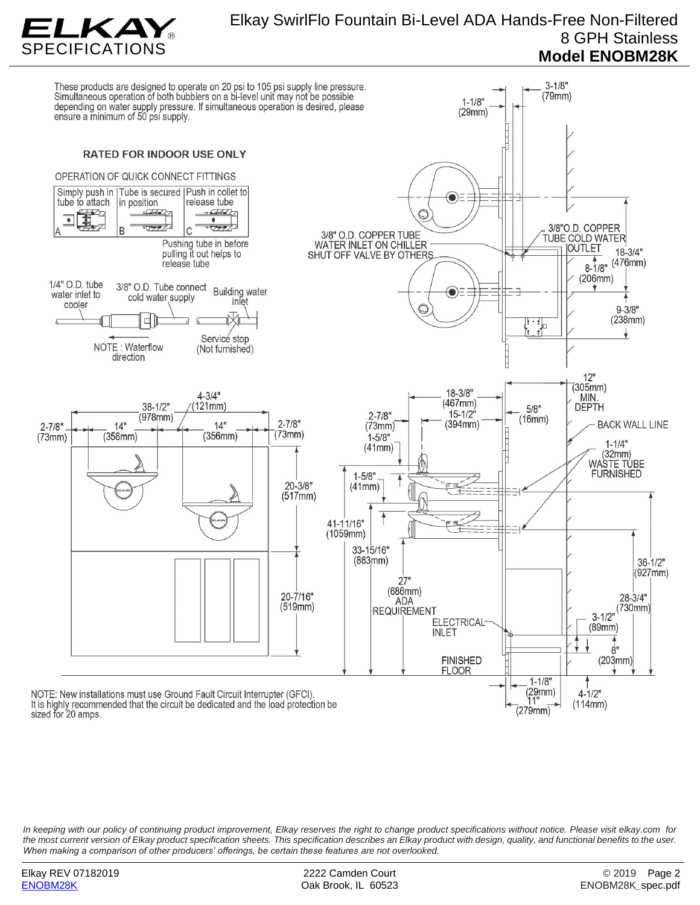# ELKAY SPECIFICATIONS

## Elkay SwirlFlo Fountain Bi-Level ADA Hands-Free Non-Filtered 8 GPH Stainless

## Model ENOBM28K

These products are designed to operate on 20 psi to 105 psi supply line pressure. Simultaneous operation of both bubblers on a bi-level unit may not be possible depending on water supply pressure. If simultaneous operation is desired, please ensure a minimum of 50 psi supply.

**RATED FOR INDOOR USE ONLY**

OPERATION OF QUICK CONNECT FITTINGS

| A | B | C |
|---|---|---|
| Simply push in tube to attach | Tube is secured in position | Push in collet to release tube |

Pushing tube in before pulling it out helps to release tube

1/4" O.D. tube water inlet to cooler

3/8" O.D. Tube connect cold water supply

Building water inlet

Service stop (Not furnished)

NOTE : Waterflow direction

3-1/8" (79mm)

1-1/8" (29mm)

3/8" O.D. COPPER TUBE WATER INLET ON CHILLER SHUT OFF VALVE BY OTHERS

3/8"O.D. COPPER TUBE COLD WATER OUTLET

18-3/4" (476mm)

8-1/8" (206mm)

9-3/8" (238mm)

2-7/8" (73mm) | 14" (356mm) | 38-1/2" (978mm) | 4-3/4" (121mm) | 14" (356mm) | 2-7/8" (73mm)

20-3/8" (517mm)

20-7/16" (519mm)

18-3/8" (467mm)

15-1/2" (394mm)

2-7/8" (73mm)

1-5/8" (41mm)

1-5/8" (41mm)

5/8" (16mm)

12" (305mm) MIN. DEPTH

BACK WALL LINE

1-1/4" (32mm) WASTE TUBE FURNISHED

41-11/16" (1059mm)

33-15/16" (863mm)

27" (686mm) ADA REQUIREMENT

36-1/2" (927mm)

28-3/4" (730mm)

3-1/2" (89mm)

8" (203mm)

ELECTRICAL INLET

FINISHED FLOOR

1-1/8" (29mm)

11" (279mm)

4-1/2" (114mm)

NOTE: New installations must use Ground Fault Circuit Interrupter (GFCI). It is highly recommended that the circuit be dedicated and the load protection be sized for 20 amps.

*In keeping with our policy of continuing product improvement, Elkay reserves the right to change product specifications without notice. Please visit elkay.com for the most current version of Elkay product specification sheets. This specification describes an Elkay product with design, quality, and functional benefits to the user. When making a comparison of other producers' offerings, be certain these features are not overlooked.*

Elkay REV 07182019 | 2222 Camden Court, Oak Brook, IL 60523 | © 2019

ENOBM28K | ENOBM28K_spec.pdf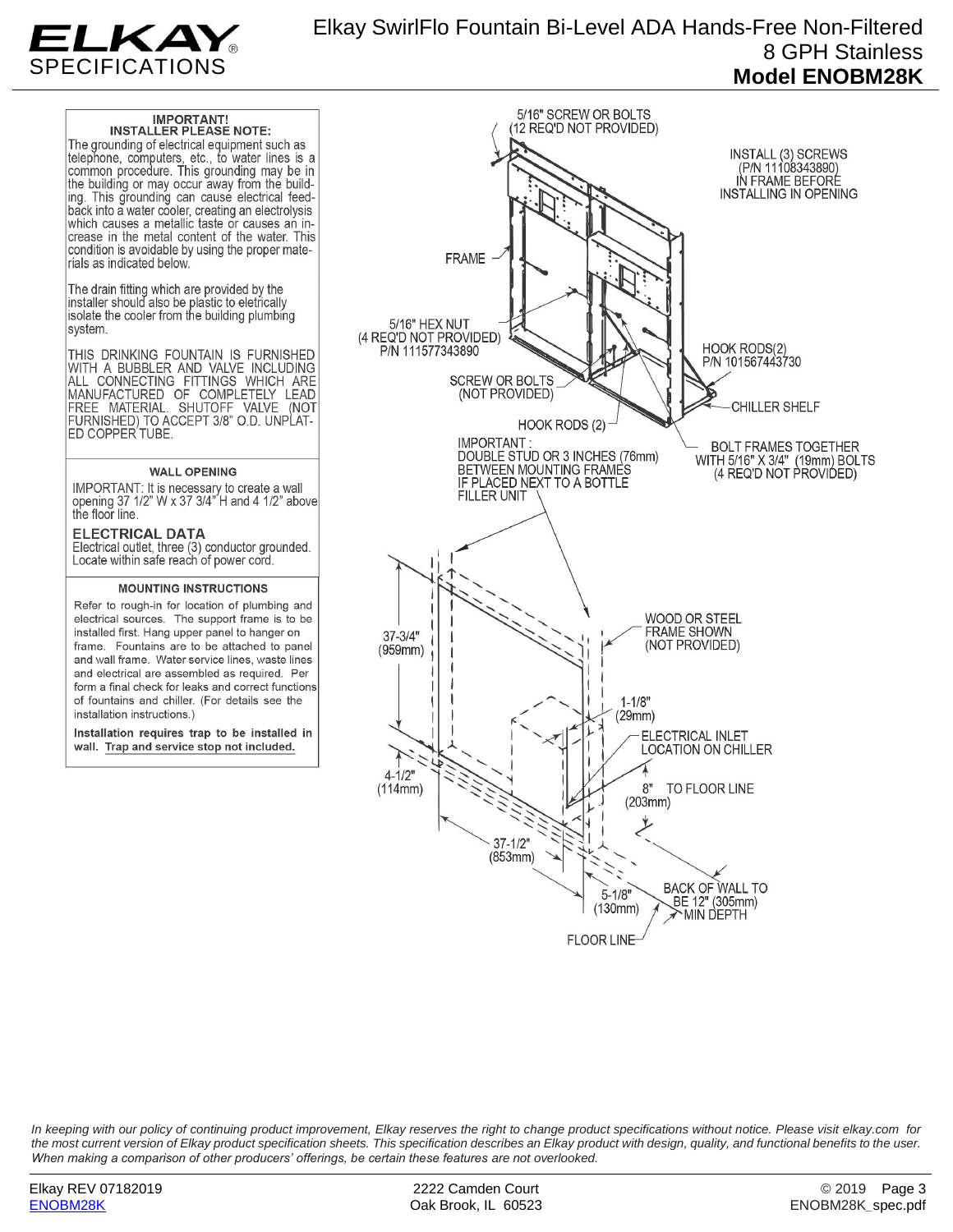# Elkay SwirlFlo Fountain Bi-Level ADA Hands-Free Non-Filtered 8 GPH Stainless

**Model ENOBM28K**

## IMPORTANT! INSTALLER PLEASE NOTE:

The grounding of electrical equipment such as telephone, computers, etc., to water lines is a common procedure. This grounding may be in the building or may occur away from the building. This grounding can cause electrical feedback into a water cooler, creating an electrolysis which causes a metallic taste or causes an increase in the metal content of the water. This condition is avoidable by using the proper materials as indicated below.

The drain fitting which are provided by the installer should also be plastic to electrically isolate the cooler from the building plumbing system.

THIS DRINKING FOUNTAIN IS FURNISHED WITH A BUBBLER AND VALVE INCLUDING ALL CONNECTING FITTINGS WHICH ARE MANUFACTURED OF COMPLETELY LEAD FREE MATERIAL. SHUTOFF VALVE (NOT FURNISHED) TO ACCEPT 3/8" O.D. UNPLATED COPPER TUBE.

## WALL OPENING

IMPORTANT: It is necessary to create a wall opening 37 1/2" W x 37 3/4" H and 4 1/2" above the floor line.

## ELECTRICAL DATA

Electrical outlet, three (3) conductor grounded. Locate within safe reach of power cord.

## MOUNTING INSTRUCTIONS

Refer to rough-in for location of plumbing and electrical sources. The support frame is to be installed first. Hang upper panel to hanger on frame. Fountains are to be attached to panel and wall frame. Water service lines, waste lines and electrical are assembled as required. Perform a final check for leaks and correct functions of fountains and chiller. (For details see the installation instructions.)

**Installation requires trap to be installed in wall. Trap and service stop not included.**

5/16" SCREW OR BOLTS (12 REQ'D NOT PROVIDED)

INSTALL (3) SCREWS (P/N 11108343890) IN FRAME BEFORE INSTALLING IN OPENING

FRAME

5/16" HEX NUT (4 REQ'D NOT PROVIDED) P/N 111577343890

HOOK RODS(2) P/N 101567443730

SCREW OR BOLTS (NOT PROVIDED)

CHILLER SHELF

HOOK RODS (2)

IMPORTANT : DOUBLE STUD OR 3 INCHES (76mm) BETWEEN MOUNTING FRAMES IF PLACED NEXT TO A BOTTLE FILLER UNIT

BOLT FRAMES TOGETHER WITH 5/16" X 3/4" (19mm) BOLTS (4 REQ'D NOT PROVIDED)

37-3/4" (959mm)

WOOD OR STEEL FRAME SHOWN (NOT PROVIDED)

1-1/8" (29mm)

ELECTRICAL INLET LOCATION ON CHILLER

4-1/2" (114mm)

8" TO FLOOR LINE (203mm)

37-1/2" (853mm)

5-1/8" (130mm)

BACK OF WALL TO BE 12" (305mm) MIN DEPTH

FLOOR LINE

*In keeping with our policy of continuing product improvement, Elkay reserves the right to change product specifications without notice. Please visit elkay.com for the most current version of Elkay product specification sheets. This specification describes an Elkay product with design, quality, and functional benefits to the user. When making a comparison of other producers' offerings, be certain these features are not overlooked.*